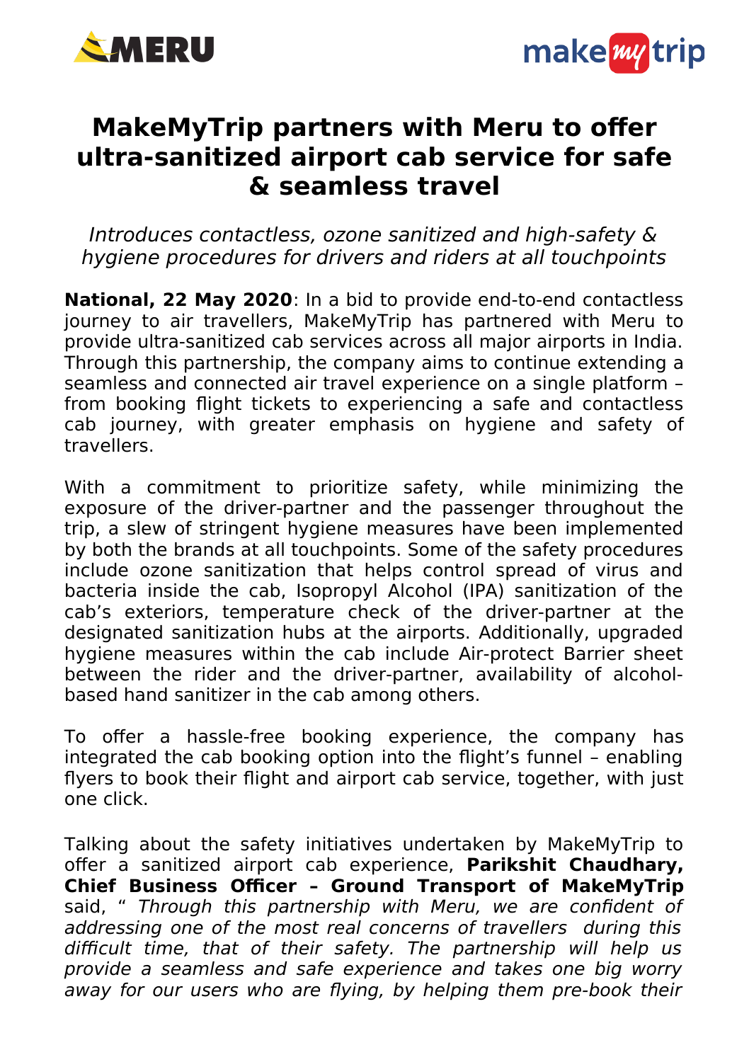# MakeMyTrip partners with Meru to offer ultra-sanitized airport cab service for safe & seamless travel

*Introduces contactless, ozone sanitized and high-safety & hygiene procedures for drivers and riders at all touchpoints*

**National, 22 May 2020**: In a bid to provide end-to-end contactless journey to air travellers, MakeMyTrip has partnered with Meru to provide ultra-sanitized cab services across all major airports in India. Through this partnership, the company aims to continue extending a seamless and connected air travel experience on a single platform – from booking flight tickets to experiencing a safe and contactless cab journey, with greater emphasis on hygiene and safety of travellers.

With a commitment to prioritize safety, while minimizing the exposure of the driver-partner and the passenger throughout the trip, a slew of stringent hygiene measures have been implemented by both the brands at all touchpoints. Some of the safety procedures include ozone sanitization that helps control spread of virus and bacteria inside the cab, Isopropyl Alcohol (IPA) sanitization of the cab's exteriors, temperature check of the driver-partner at the designated sanitization hubs at the airports. Additionally, upgraded hygiene measures within the cab include Air-protect Barrier sheet between the rider and the driver-partner, availability of alcohol-based hand sanitizer in the cab among others.

To offer a hassle-free booking experience, the company has integrated the cab booking option into the flight's funnel – enabling flyers to book their flight and airport cab service, together, with just one click.

Talking about the safety initiatives undertaken by MakeMyTrip to offer a sanitized airport cab experience, **Parikshit Chaudhary, Chief Business Officer – Ground Transport of MakeMyTrip** said, " *Through this partnership with Meru, we are confident of addressing one of the most real concerns of travellers during this difficult time, that of their safety. The partnership will help us provide a seamless and safe experience and takes one big worry away for our users who are flying, by helping them pre-book their*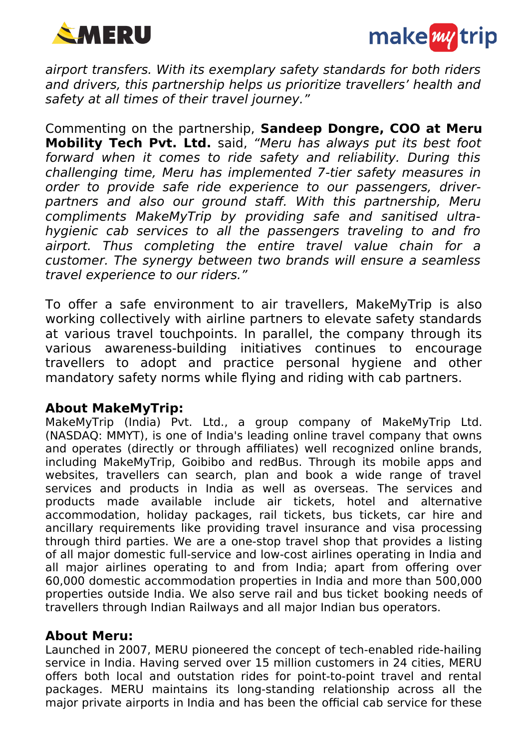*airport transfers. With its exemplary safety standards for both riders and drivers, this partnership helps us prioritize travellers' health and safety at all times of their travel journey."*

Commenting on the partnership, **Sandeep Dongre, COO at Meru Mobility Tech Pvt. Ltd.** said, *"Meru has always put its best foot forward when it comes to ride safety and reliability. During this challenging time, Meru has implemented 7-tier safety measures in order to provide safe ride experience to our passengers, driver-partners and also our ground staff. With this partnership, Meru compliments MakeMyTrip by providing safe and sanitised ultra-hygienic cab services to all the passengers traveling to and fro airport. Thus completing the entire travel value chain for a customer. The synergy between two brands will ensure a seamless travel experience to our riders."*

To offer a safe environment to air travellers, MakeMyTrip is also working collectively with airline partners to elevate safety standards at various travel touchpoints. In parallel, the company through its various awareness-building initiatives continues to encourage travellers to adopt and practice personal hygiene and other mandatory safety norms while flying and riding with cab partners.

**About MakeMyTrip:**

MakeMyTrip (India) Pvt. Ltd., a group company of MakeMyTrip Ltd. (NASDAQ: MMYT), is one of India's leading online travel company that owns and operates (directly or through affiliates) well recognized online brands, including MakeMyTrip, Goibibo and redBus. Through its mobile apps and websites, travellers can search, plan and book a wide range of travel services and products in India as well as overseas. The services and products made available include air tickets, hotel and alternative accommodation, holiday packages, rail tickets, bus tickets, car hire and ancillary requirements like providing travel insurance and visa processing through third parties. We are a one-stop travel shop that provides a listing of all major domestic full-service and low-cost airlines operating in India and all major airlines operating to and from India; apart from offering over 60,000 domestic accommodation properties in India and more than 500,000 properties outside India. We also serve rail and bus ticket booking needs of travellers through Indian Railways and all major Indian bus operators.

**About Meru:**

Launched in 2007, MERU pioneered the concept of tech-enabled ride-hailing service in India. Having served over 15 million customers in 24 cities, MERU offers both local and outstation rides for point-to-point travel and rental packages. MERU maintains its long-standing relationship across all the major private airports in India and has been the official cab service for these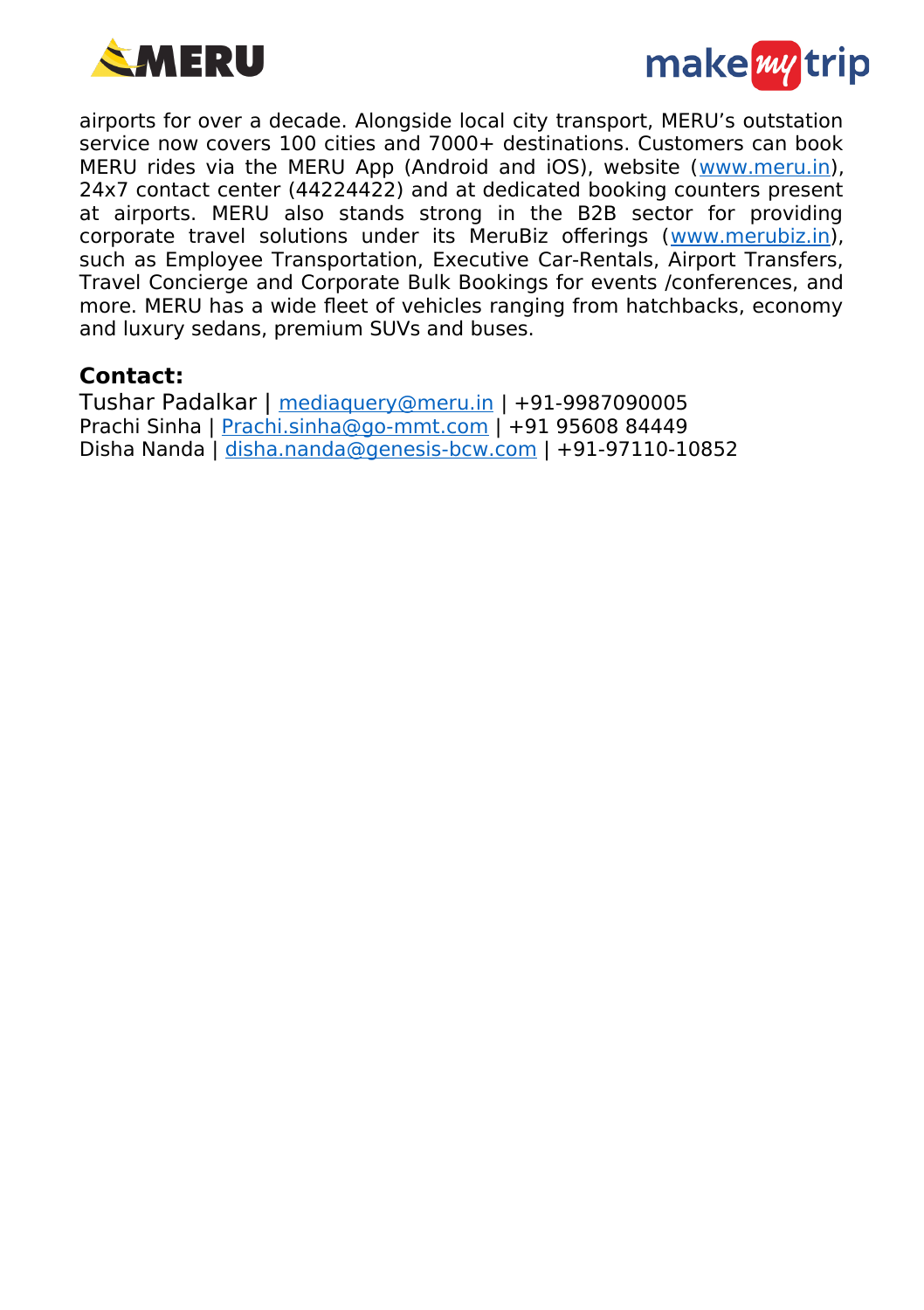airports for over a decade. Alongside local city transport, MERU's outstation service now covers 100 cities and 7000+ destinations. Customers can book MERU rides via the MERU App (Android and iOS), website (www.meru.in), 24x7 contact center (44224422) and at dedicated booking counters present at airports. MERU also stands strong in the B2B sector for providing corporate travel solutions under its MeruBiz offerings (www.merubiz.in), such as Employee Transportation, Executive Car-Rentals, Airport Transfers, Travel Concierge and Corporate Bulk Bookings for events /conferences, and more. MERU has a wide fleet of vehicles ranging from hatchbacks, economy and luxury sedans, premium SUVs and buses.

**Contact:**

Tushar Padalkar | mediaquery@meru.in | +91-9987090005
Prachi Sinha | Prachi.sinha@go-mmt.com | +91 95608 84449
Disha Nanda | disha.nanda@genesis-bcw.com | +91-97110-10852